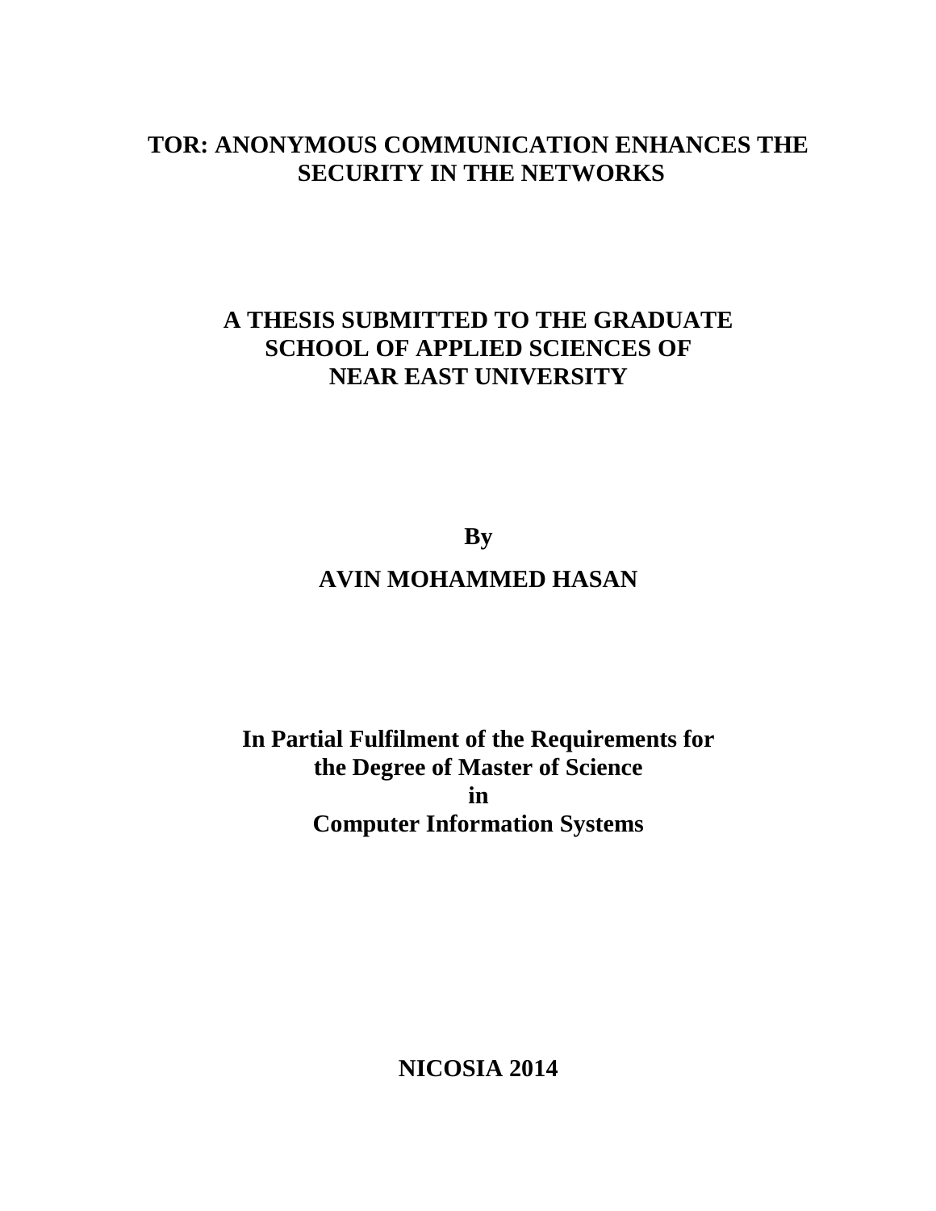# TOR: ANONYMOUS COMMUNICATION ENHANCES THE SECURITY IN THE NETWORKS

**A THESIS SUBMITTED TO THE GRADUATE SCHOOL OF APPLIED SCIENCES OF NEAR EAST UNIVERSITY**

**By**

**AVIN MOHAMMED HASAN**

**In Partial Fulfilment of the Requirements for the Degree of Master of Science in Computer Information Systems**

**NICOSIA 2014**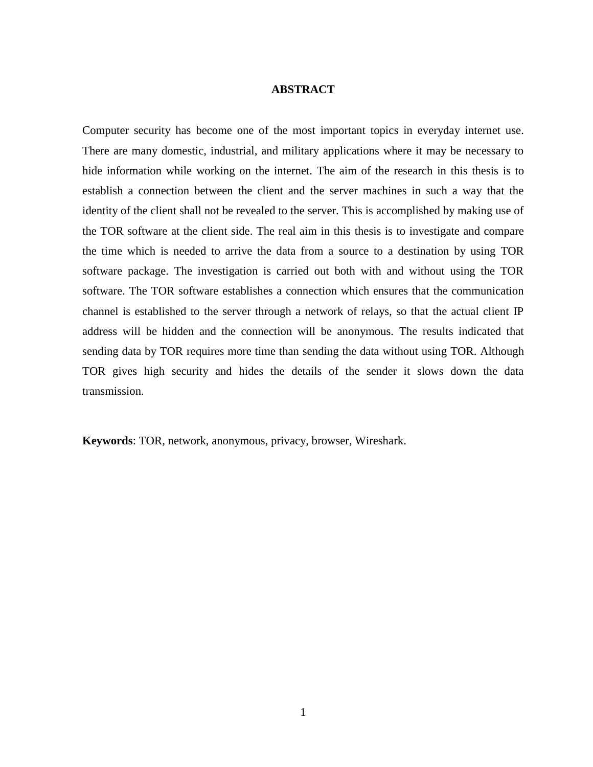# ABSTRACT

Computer security has become one of the most important topics in everyday internet use. There are many domestic, industrial, and military applications where it may be necessary to hide information while working on the internet. The aim of the research in this thesis is to establish a connection between the client and the server machines in such a way that the identity of the client shall not be revealed to the server. This is accomplished by making use of the TOR software at the client side. The real aim in this thesis is to investigate and compare the time which is needed to arrive the data from a source to a destination by using TOR software package. The investigation is carried out both with and without using the TOR software. The TOR software establishes a connection which ensures that the communication channel is established to the server through a network of relays, so that the actual client IP address will be hidden and the connection will be anonymous. The results indicated that sending data by TOR requires more time than sending the data without using TOR. Although TOR gives high security and hides the details of the sender it slows down the data transmission.

**Keywords**: TOR, network, anonymous, privacy, browser, Wireshark.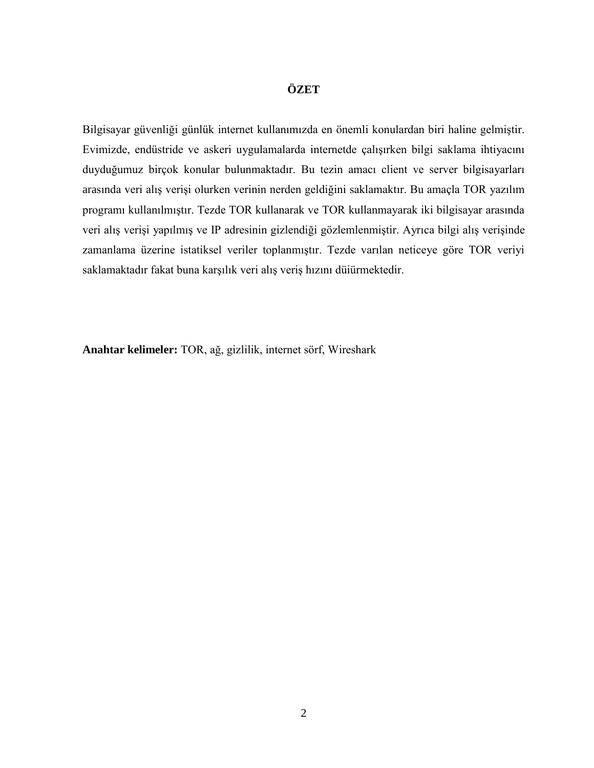## ÖZET

Bilgisayar güvenliği günlük internet kullanımızda en önemli konulardan biri haline gelmiştir. Evimizde, endüstride ve askeri uygulamalarda internetde çalışırken bilgi saklama ihtiyacını duyduğumuz birçok konular bulunmaktadır. Bu tezin amacı client ve server bilgisayarları arasında veri alış verişi olurken verinin nerden geldiğini saklamaktır. Bu amaçla TOR yazılım programı kullanılmıştır. Tezde TOR kullanarak ve TOR kullanmayarak iki bilgisayar arasında veri alış verişi yapılmış ve IP adresinin gizlendiği gözlemlenmiştir. Ayrıca bilgi alış verişinde zamanlama üzerine istatiksel veriler toplanmıştır. Tezde varılan neticeye göre TOR veriyi saklamaktadır fakat buna karşılık veri alış veriş hızını düiürmektedir.

**Anahtar kelimeler:** TOR, ağ, gizlilik, internet sörf, Wireshark